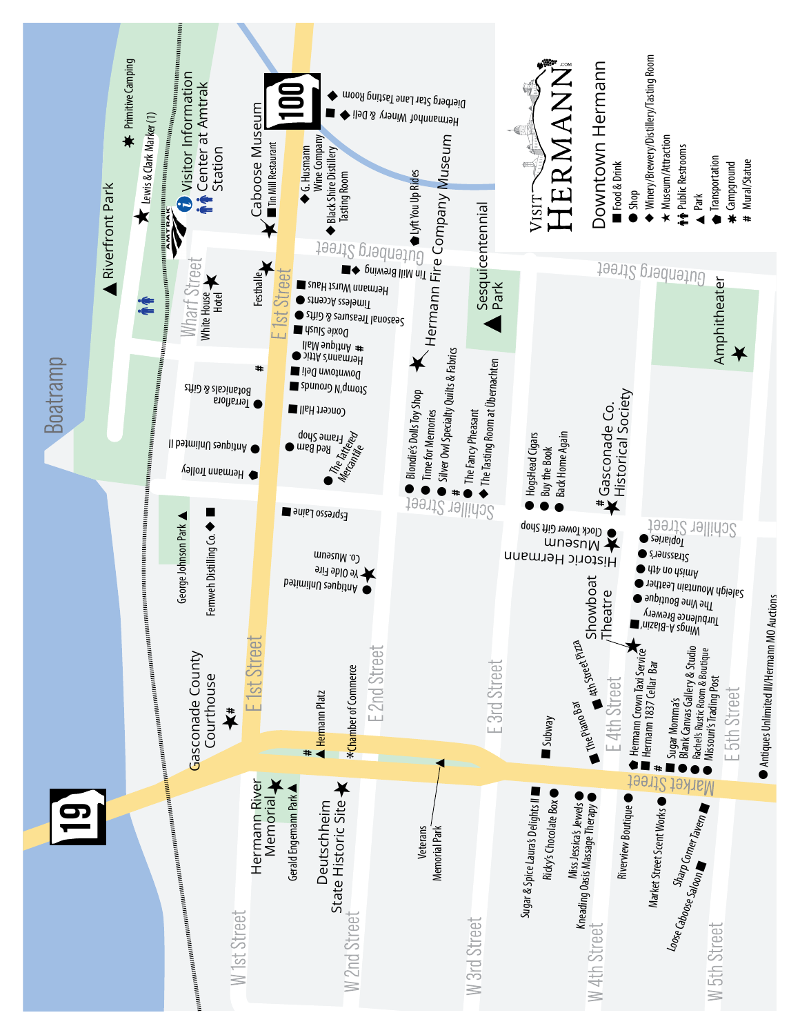# Visit HERMANN .COM

## Downtown Hermann

- ■ Food & Drink
- ● Shop
- ◆ Winery/Brewery/Distillery/Tasting Room
- ★ Museum/Attraction
- Public Restrooms
- ▲ Park
- ⬟ Transportation
- ✸ Campground
- # Mural/Statue

Boatramp

Riverfront Park

Primitive Camping

Lewis & Clark Marker (1)

Visitor Information Center at Amtrak Station

AMTRAK

Wharf Street

White House Hotel

Caboose Museum

Tin Mill Restaurant

100

Dierberg Star Lane Tasting Room

Hermannhof Winery & Deli

G. Husmann Wine Company

Black Shire Distillery Tasting Room

Lyft You Up Rides

Gutenberg Street

Festhalle

E 1st Street

Tin Mill Brewing

Hermann Wurst Haus

Timeless Accents

Seasonal Treasures & Gifts

Doxie Slush

Antique Mall

Hermann's Attic

Downtown Deli

Stomp'N Grounds

Concert Hall

Terrafiora Botanicals & Gifts

Antiques Unlimited II

Red Barn Frame Shop

The Tattered Mercantile

Hermann Trolley

Hermann Fire Company Museum

Sesquicentennial Park

Blondie's Dolls Toy Shop

Time for Memories

Silver Owl Specialty Quilts & Fabrics

The Fancy Pheasant

The Tasting Room at Übernachten

Schiller Street

HogsHead Cigars

Buy the Book

Back Home Again

Gasconade Co. Historical Society

Amphitheater

George Johnson Park

Fernweh Distilling Co.

Espresso Laine

Ye Olde Fire Co. Museum

Antiques Unlimited

Clock Tower Gift Shop

Historic Hermann Museum

Topiaries

Strasser's

Amish on 4th

Saleigh Mountain Leather

The Vine Boutique

Turbulence Brewery

Wings A-Blazin'

Showboat Theatre

Gasconade County Courthouse

19

E 1st Street

Hermann Platz

*Chamber of Commerce

E 2nd Street

E 3rd Street

Subway

4th Street Pizza

The Piano Bar

E 4th Street

Hermann Crown Taxi Service

Hermann 1837 Cellar Bar

Sugar Momma's

Blank Canvas Gallery & Studio

Rachel's Rustic Room & Boutique

Missouri's Trading Post

E 5th Street

Antiques Unlimited III/Hermann MO Auctions

Hermann River Memorial

Gerald Engemann Park

Deutschheim State Historic Site

Veterans Memorial Park

Market Street

Sugar & Spice Laura's Delights II

Ricky's Chocolate Box

Miss Jessica's Jewels

Kneading Oasis Massage Therapy

Riverview Boutique

Market Street Scent Works

Sharp Corner Tavern

Loose Caboose Saloon

W 1st Street

W 2nd Street

W 3rd Street

W 4th Street

W 5th Street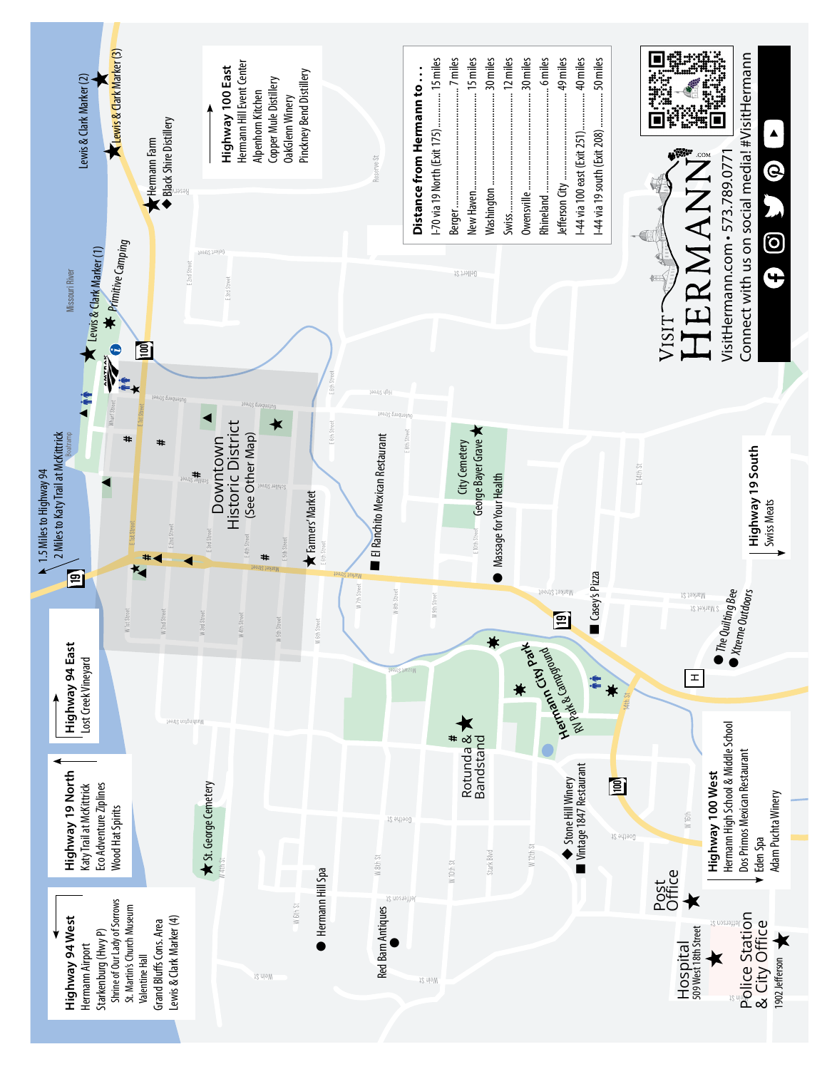## Distance from Hermann to . . .

| | |
|---|---|
| I-70 via 19 North (Exit 175) | 15 miles |
| Berger | 7 miles |
| New Haven | 15 miles |
| Washington | 30 miles |
| Swiss | 12 miles |
| Owensville | 30 miles |
| Rhineland | 6 miles |
| Jefferson City | 49 miles |
| I-44 via 100 east (Exit 251) | 40 miles |
| I-44 via 19 south (Exit 208) | 50 miles |

### Highway 100 East
- Hermann Hill Event Center
- Alpenhorn Kitchen
- Copper Mule Distillery
- OakGlenn Winery
- Pinckney Bend Distillery

### Highway 94 East
- Lost Creek Vineyard

### Highway 19 North
- Katy Trail at McKittrick
- Eco Adventure Ziplines
- Wood Hat Spirits

### Highway 94 West
- Hermann Airport
- Starkenburg (Hwy P)
  - Shrine of Our Lady of Sorrows
  - St. Martin's Church Museum
  - Valentine Hall
- Grand Bluffs Cons. Area
- Lewis & Clark Marker (4)

### Highway 19 South
- Swiss Meats

### Highway 100 West
- Hermann High School & Middle School
- Dos Primos Mexican Restaurant
- Eden Spa
- Adam Puchta Winery

1.5 Miles to Highway 94
2 Miles to Katy Trail at McKittrick

Missouri River

Lewis & Clark Marker (1)
Lewis & Clark Marker (2)
Lewis & Clark Marker (3)
Primitive Camping
Hermann Farm
Black Shire Distillery
Boatramp

Downtown Historic District (See Other Map)

Farmers' Market
El Ranchito Mexican Restaurant
City Cemetery
George Bayer Grave
Massage for Your Health
Casey's Pizza
The Quilting Bee
Xtreme Outdoors
Hermann City Park
RV Park & Campground
Rotunda & Bandstand
Stone Hill Winery
Vintage 1847 Restaurant
St. George Cemetery
Hermann Hill Spa
Red Barn Antiques
Post Office
Hospital
509 West 18th Street
Police Station & City Office
1902 Jefferson

VISIT HERMANN.COM

VisitHermann.com • 573.789.0771

Connect with us on social media! #VisitHermann